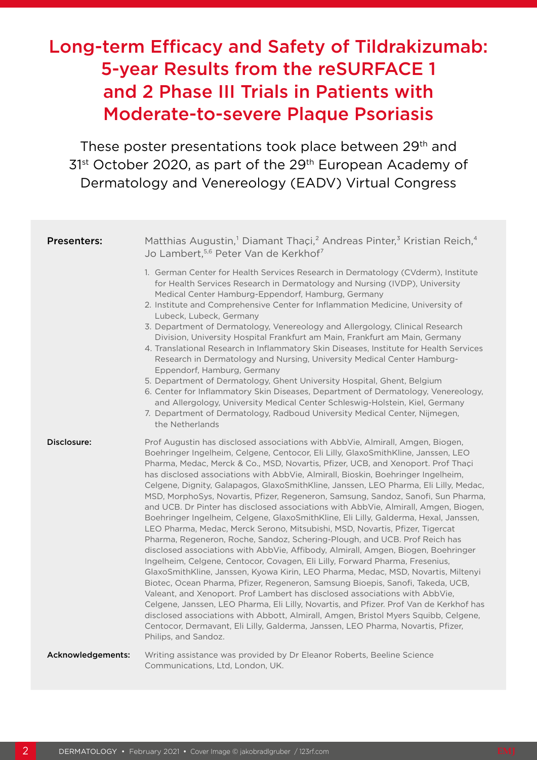# Long-term Efficacy and Safety of Tildrakizumab: 5-year Results from the reSURFACE 1 and 2 Phase III Trials in Patients with Moderate-to-severe Plaque Psoriasis

These poster presentations took place between 29th and 31st October 2020, as part of the 29th European Academy of Dermatology and Venereology (EADV) Virtual Congress

**Presenters:** Matthias Augustin,[1] Diamant Thaçi,[2] Andreas Pinter,[3] Kristian Reich,[4] Jo Lambert,[5,6] Peter Van de Kerkhof[7]

1. German Center for Health Services Research in Dermatology (CVderm), Institute for Health Services Research in Dermatology and Nursing (IVDP), University Medical Center Hamburg-Eppendorf, Hamburg, Germany
2. Institute and Comprehensive Center for Inflammation Medicine, University of Lubeck, Lubeck, Germany
3. Department of Dermatology, Venereology and Allergology, Clinical Research Division, University Hospital Frankfurt am Main, Frankfurt am Main, Germany
4. Translational Research in Inflammatory Skin Diseases, Institute for Health Services Research in Dermatology and Nursing, University Medical Center Hamburg-Eppendorf, Hamburg, Germany
5. Department of Dermatology, Ghent University Hospital, Ghent, Belgium
6. Center for Inflammatory Skin Diseases, Department of Dermatology, Venereology, and Allergology, University Medical Center Schleswig-Holstein, Kiel, Germany
7. Department of Dermatology, Radboud University Medical Center, Nijmegen, the Netherlands

**Disclosure:** Prof Augustin has disclosed associations with AbbVie, Almirall, Amgen, Biogen, Boehringer Ingelheim, Celgene, Centocor, Eli Lilly, GlaxoSmithKline, Janssen, LEO Pharma, Medac, Merck & Co., MSD, Novartis, Pfizer, UCB, and Xenoport. Prof Thaçi has disclosed associations with AbbVie, Almirall, Bioskin, Boehringer Ingelheim, Celgene, Dignity, Galapagos, GlaxoSmithKline, Janssen, LEO Pharma, Eli Lilly, Medac, MSD, MorphoSys, Novartis, Pfizer, Regeneron, Samsung, Sandoz, Sanofi, Sun Pharma, and UCB. Dr Pinter has disclosed associations with AbbVie, Almirall, Amgen, Biogen, Boehringer Ingelheim, Celgene, GlaxoSmithKline, Eli Lilly, Galderma, Hexal, Janssen, LEO Pharma, Medac, Merck Serono, Mitsubishi, MSD, Novartis, Pfizer, Tigercat Pharma, Regeneron, Roche, Sandoz, Schering-Plough, and UCB. Prof Reich has disclosed associations with AbbVie, Affibody, Almirall, Amgen, Biogen, Boehringer Ingelheim, Celgene, Centocor, Covagen, Eli Lilly, Forward Pharma, Fresenius, GlaxoSmithKline, Janssen, Kyowa Kirin, LEO Pharma, Medac, MSD, Novartis, Miltenyi Biotec, Ocean Pharma, Pfizer, Regeneron, Samsung Bioepis, Sanofi, Takeda, UCB, Valeant, and Xenoport. Prof Lambert has disclosed associations with AbbVie, Celgene, Janssen, LEO Pharma, Eli Lilly, Novartis, and Pfizer. Prof Van de Kerkhof has disclosed associations with Abbott, Almirall, Amgen, Bristol Myers Squibb, Celgene, Centocor, Dermavant, Eli Lilly, Galderma, Janssen, LEO Pharma, Novartis, Pfizer, Philips, and Sandoz.

**Acknowledgements:** Writing assistance was provided by Dr Eleanor Roberts, Beeline Science Communications, Ltd, London, UK.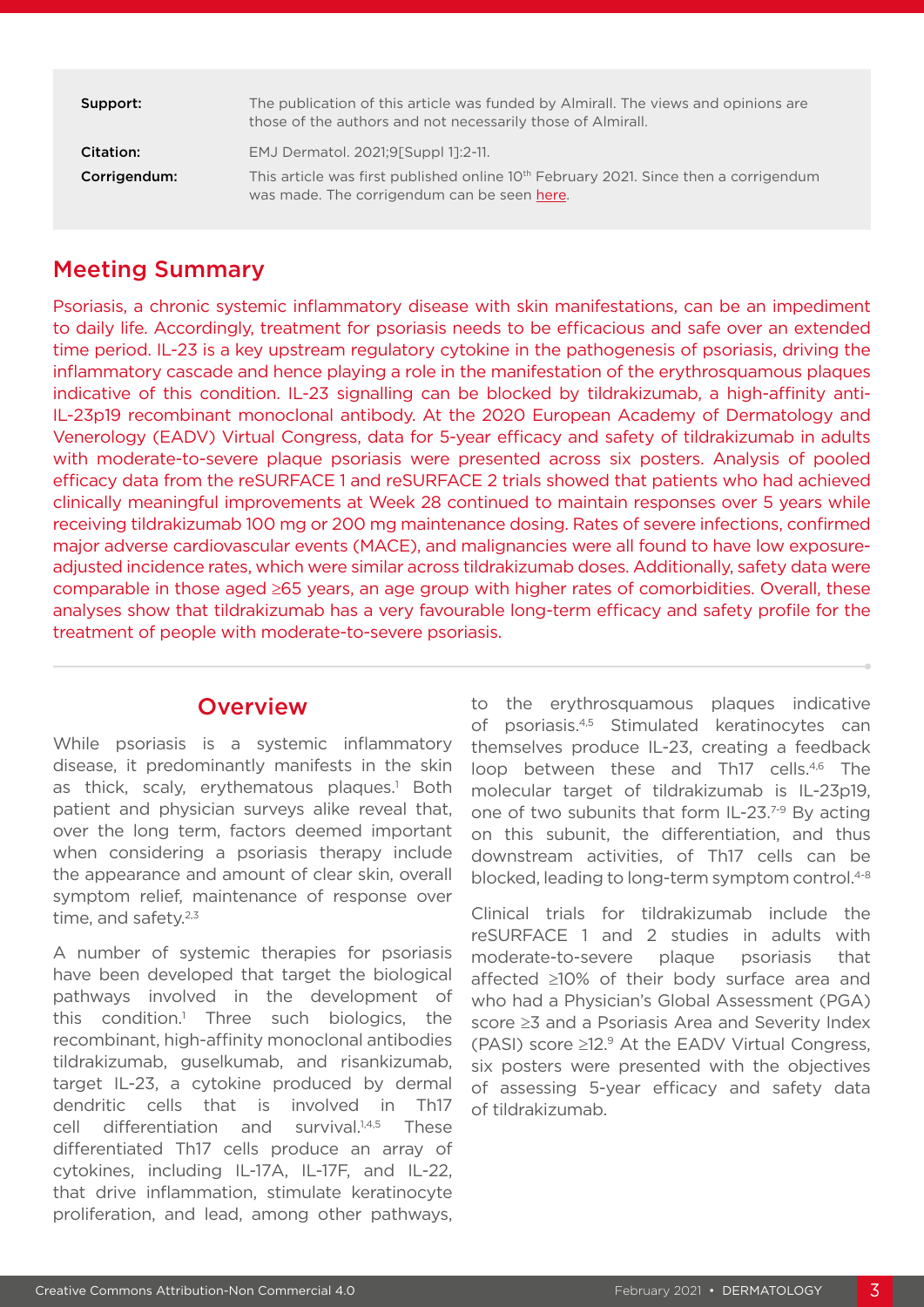| | |
|---|---|
| **Support:** | The publication of this article was funded by Almirall. The views and opinions are those of the authors and not necessarily those of Almirall. |
| **Citation:** | EMJ Dermatol. 2021;9[Suppl 1]:2-11. |
| **Corrigendum:** | This article was first published online 10th February 2021. Since then a corrigendum was made. The corrigendum can be seen here. |

## Meeting Summary

Psoriasis, a chronic systemic inflammatory disease with skin manifestations, can be an impediment to daily life. Accordingly, treatment for psoriasis needs to be efficacious and safe over an extended time period. IL-23 is a key upstream regulatory cytokine in the pathogenesis of psoriasis, driving the inflammatory cascade and hence playing a role in the manifestation of the erythrosquamous plaques indicative of this condition. IL-23 signalling can be blocked by tildrakizumab, a high-affinity anti-IL-23p19 recombinant monoclonal antibody. At the 2020 European Academy of Dermatology and Venerology (EADV) Virtual Congress, data for 5-year efficacy and safety of tildrakizumab in adults with moderate-to-severe plaque psoriasis were presented across six posters. Analysis of pooled efficacy data from the reSURFACE 1 and reSURFACE 2 trials showed that patients who had achieved clinically meaningful improvements at Week 28 continued to maintain responses over 5 years while receiving tildrakizumab 100 mg or 200 mg maintenance dosing. Rates of severe infections, confirmed major adverse cardiovascular events (MACE), and malignancies were all found to have low exposure-adjusted incidence rates, which were similar across tildrakizumab doses. Additionally, safety data were comparable in those aged ≥65 years, an age group with higher rates of comorbidities. Overall, these analyses show that tildrakizumab has a very favourable long-term efficacy and safety profile for the treatment of people with moderate-to-severe psoriasis.

## Overview

While psoriasis is a systemic inflammatory disease, it predominantly manifests in the skin as thick, scaly, erythematous plaques.[1] Both patient and physician surveys alike reveal that, over the long term, factors deemed important when considering a psoriasis therapy include the appearance and amount of clear skin, overall symptom relief, maintenance of response over time, and safety.[2,3]

A number of systemic therapies for psoriasis have been developed that target the biological pathways involved in the development of this condition.[1] Three such biologics, the recombinant, high-affinity monoclonal antibodies tildrakizumab, guselkumab, and risankizumab, target IL-23, a cytokine produced by dermal dendritic cells that is involved in Th17 cell differentiation and survival.[1,4,5] These differentiated Th17 cells produce an array of cytokines, including IL-17A, IL-17F, and IL-22, that drive inflammation, stimulate keratinocyte proliferation, and lead, among other pathways, to the erythrosquamous plaques indicative of psoriasis.[4,5] Stimulated keratinocytes can themselves produce IL-23, creating a feedback loop between these and Th17 cells.[4,6] The molecular target of tildrakizumab is IL-23p19, one of two subunits that form IL-23.[7-9] By acting on this subunit, the differentiation, and thus downstream activities, of Th17 cells can be blocked, leading to long-term symptom control.[4-8]

Clinical trials for tildrakizumab include the reSURFACE 1 and 2 studies in adults with moderate-to-severe plaque psoriasis that affected ≥10% of their body surface area and who had a Physician's Global Assessment (PGA) score ≥3 and a Psoriasis Area and Severity Index (PASI) score ≥12.[9] At the EADV Virtual Congress, six posters were presented with the objectives of assessing 5-year efficacy and safety data of tildrakizumab.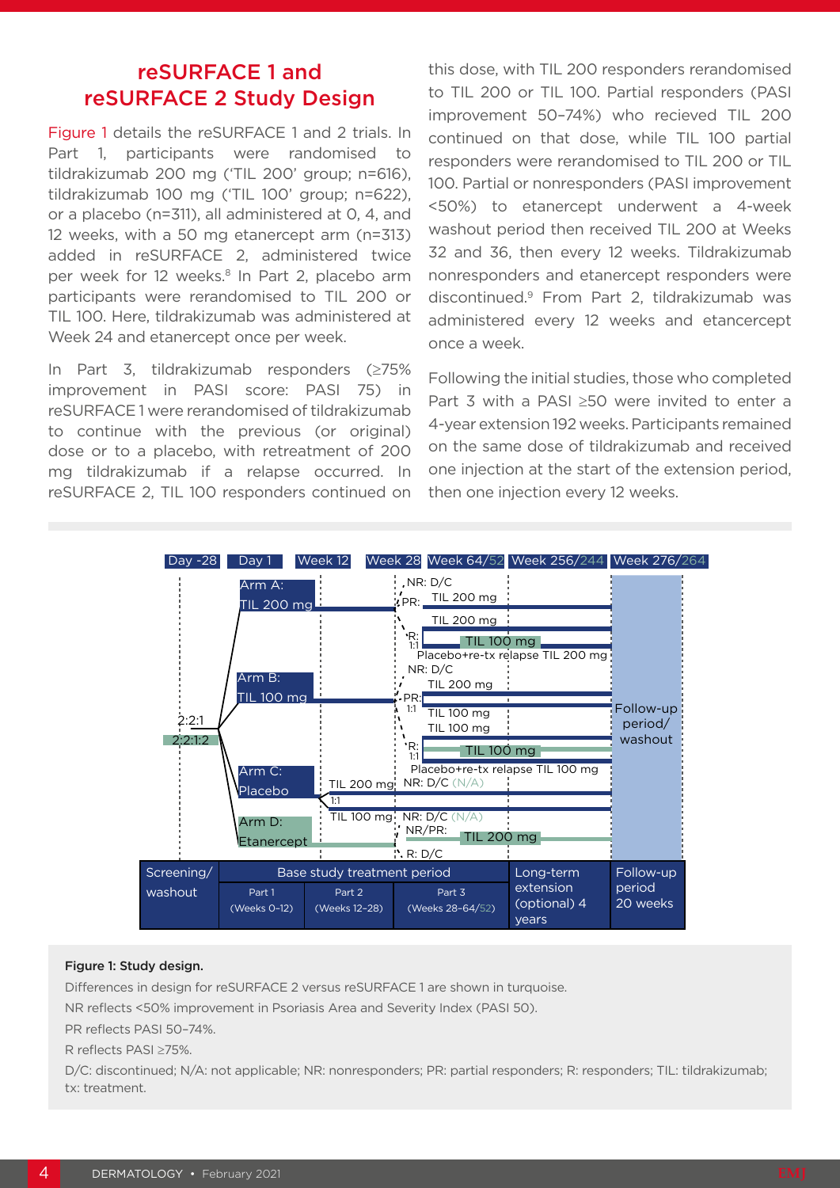## reSURFACE 1 and reSURFACE 2 Study Design

Figure 1 details the reSURFACE 1 and 2 trials. In Part 1, participants were randomised to tildrakizumab 200 mg ('TIL 200' group; n=616), tildrakizumab 100 mg ('TIL 100' group; n=622), or a placebo (n=311), all administered at 0, 4, and 12 weeks, with a 50 mg etanercept arm (n=313) added in reSURFACE 2, administered twice per week for 12 weeks.[8] In Part 2, placebo arm participants were rerandomised to TIL 200 or TIL 100. Here, tildrakizumab was administered at Week 24 and etanercept once per week.

In Part 3, tildrakizumab responders (≥75% improvement in PASI score: PASI 75) in reSURFACE 1 were rerandomised of tildrakizumab to continue with the previous (or original) dose or to a placebo, with retreatment of 200 mg tildrakizumab if a relapse occurred. In reSURFACE 2, TIL 100 responders continued on this dose, with TIL 200 responders rerandomised to TIL 200 or TIL 100. Partial responders (PASI improvement 50–74%) who recieved TIL 200 continued on that dose, while TIL 100 partial responders were rerandomised to TIL 200 or TIL 100. Partial or nonresponders (PASI improvement <50%) to etanercept underwent a 4-week washout period then received TIL 200 at Weeks 32 and 36, then every 12 weeks. Tildrakizumab nonresponders and etanercept responders were discontinued.[9] From Part 2, tildrakizumab was administered every 12 weeks and etancercept once a week.

Following the initial studies, those who completed Part 3 with a PASI ≥50 were invited to enter a 4-year extension 192 weeks. Participants remained on the same dose of tildrakizumab and received one injection at the start of the extension period, then one injection every 12 weeks.

**Figure 1: Study design.**

Differences in design for reSURFACE 2 versus reSURFACE 1 are shown in turquoise.

NR reflects <50% improvement in Psoriasis Area and Severity Index (PASI 50).

PR reflects PASI 50–74%.

R reflects PASI ≥75%.

D/C: discontinued; N/A: not applicable; NR: nonresponders; PR: partial responders; R: responders; TIL: tildrakizumab; tx: treatment.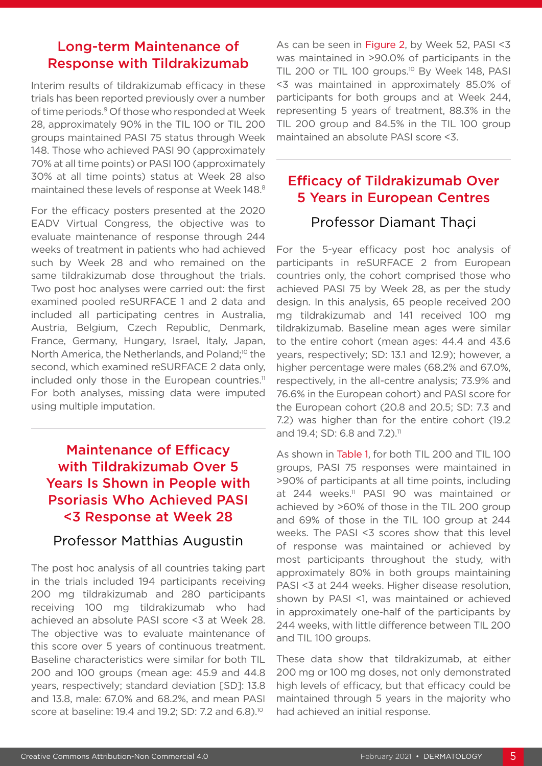## Long-term Maintenance of Response with Tildrakizumab

Interim results of tildrakizumab efficacy in these trials has been reported previously over a number of time periods.[9] Of those who responded at Week 28, approximately 90% in the TIL 100 or TIL 200 groups maintained PASI 75 status through Week 148. Those who achieved PASI 90 (approximately 70% at all time points) or PASI 100 (approximately 30% at all time points) status at Week 28 also maintained these levels of response at Week 148.[8]

For the efficacy posters presented at the 2020 EADV Virtual Congress, the objective was to evaluate maintenance of response through 244 weeks of treatment in patients who had achieved such by Week 28 and who remained on the same tildrakizumab dose throughout the trials. Two post hoc analyses were carried out: the first examined pooled reSURFACE 1 and 2 data and included all participating centres in Australia, Austria, Belgium, Czech Republic, Denmark, France, Germany, Hungary, Israel, Italy, Japan, North America, the Netherlands, and Poland;[10] the second, which examined reSURFACE 2 data only, included only those in the European countries.[11] For both analyses, missing data were imputed using multiple imputation.

## Maintenance of Efficacy with Tildrakizumab Over 5 Years Is Shown in People with Psoriasis Who Achieved PASI <3 Response at Week 28

### Professor Matthias Augustin

The post hoc analysis of all countries taking part in the trials included 194 participants receiving 200 mg tildrakizumab and 280 participants receiving 100 mg tildrakizumab who had achieved an absolute PASI score <3 at Week 28. The objective was to evaluate maintenance of this score over 5 years of continuous treatment. Baseline characteristics were similar for both TIL 200 and 100 groups (mean age: 45.9 and 44.8 years, respectively; standard deviation [SD]: 13.8 and 13.8, male: 67.0% and 68.2%, and mean PASI score at baseline: 19.4 and 19.2; SD: 7.2 and 6.8).[10]

As can be seen in Figure 2, by Week 52, PASI <3 was maintained in >90.0% of participants in the TIL 200 or TIL 100 groups.[10] By Week 148, PASI <3 was maintained in approximately 85.0% of participants for both groups and at Week 244, representing 5 years of treatment, 88.3% in the TIL 200 group and 84.5% in the TIL 100 group maintained an absolute PASI score <3.

## Efficacy of Tildrakizumab Over 5 Years in European Centres

### Professor Diamant Thaçi

For the 5-year efficacy post hoc analysis of participants in reSURFACE 2 from European countries only, the cohort comprised those who achieved PASI 75 by Week 28, as per the study design. In this analysis, 65 people received 200 mg tildrakizumab and 141 received 100 mg tildrakizumab. Baseline mean ages were similar to the entire cohort (mean ages: 44.4 and 43.6 years, respectively; SD: 13.1 and 12.9); however, a higher percentage were males (68.2% and 67.0%, respectively, in the all-centre analysis; 73.9% and 76.6% in the European cohort) and PASI score for the European cohort (20.8 and 20.5; SD: 7.3 and 7.2) was higher than for the entire cohort (19.2 and 19.4; SD: 6.8 and 7.2).[11]

As shown in Table 1, for both TIL 200 and TIL 100 groups, PASI 75 responses were maintained in >90% of participants at all time points, including at 244 weeks.[11] PASI 90 was maintained or achieved by >60% of those in the TIL 200 group and 69% of those in the TIL 100 group at 244 weeks. The PASI <3 scores show that this level of response was maintained or achieved by most participants throughout the study, with approximately 80% in both groups maintaining PASI <3 at 244 weeks. Higher disease resolution, shown by PASI <1, was maintained or achieved in approximately one-half of the participants by 244 weeks, with little difference between TIL 200 and TIL 100 groups.

These data show that tildrakizumab, at either 200 mg or 100 mg doses, not only demonstrated high levels of efficacy, but that efficacy could be maintained through 5 years in the majority who had achieved an initial response.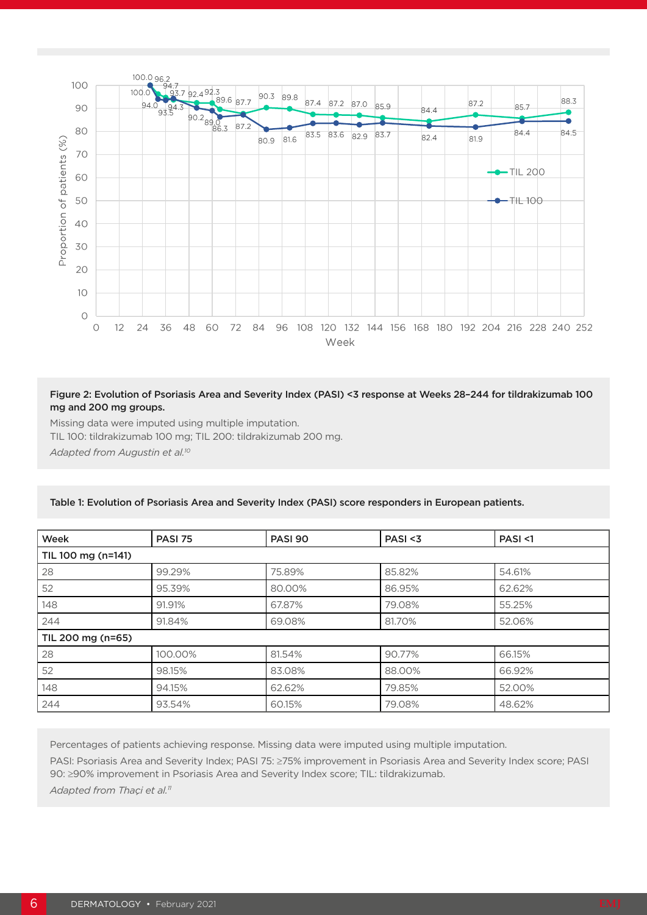Figure 2: Evolution of Psoriasis Area and Severity Index (PASI) <3 response at Weeks 28–244 for tildrakizumab 100 mg and 200 mg groups.

Missing data were imputed using multiple imputation.

TIL 100: tildrakizumab 100 mg; TIL 200: tildrakizumab 200 mg.

*Adapted from Augustin et al.[10]*

**Table 1: Evolution of Psoriasis Area and Severity Index (PASI) score responders in European patients.**

| Week | PASI 75 | PASI 90 | PASI <3 | PASI <1 |
|---|---|---|---|---|
| **TIL 100 mg (n=141)** | | | | |
| 28 | 99.29% | 75.89% | 85.82% | 54.61% |
| 52 | 95.39% | 80.00% | 86.95% | 62.62% |
| 148 | 91.91% | 67.87% | 79.08% | 55.25% |
| 244 | 91.84% | 69.08% | 81.70% | 52.06% |
| **TIL 200 mg (n=65)** | | | | |
| 28 | 100.00% | 81.54% | 90.77% | 66.15% |
| 52 | 98.15% | 83.08% | 88.00% | 66.92% |
| 148 | 94.15% | 62.62% | 79.85% | 52.00% |
| 244 | 93.54% | 60.15% | 79.08% | 48.62% |

Percentages of patients achieving response. Missing data were imputed using multiple imputation.

PASI: Psoriasis Area and Severity Index; PASI 75: ≥75% improvement in Psoriasis Area and Severity Index score; PASI 90: ≥90% improvement in Psoriasis Area and Severity Index score; TIL: tildrakizumab.

*Adapted from Thaçi et al.[11]*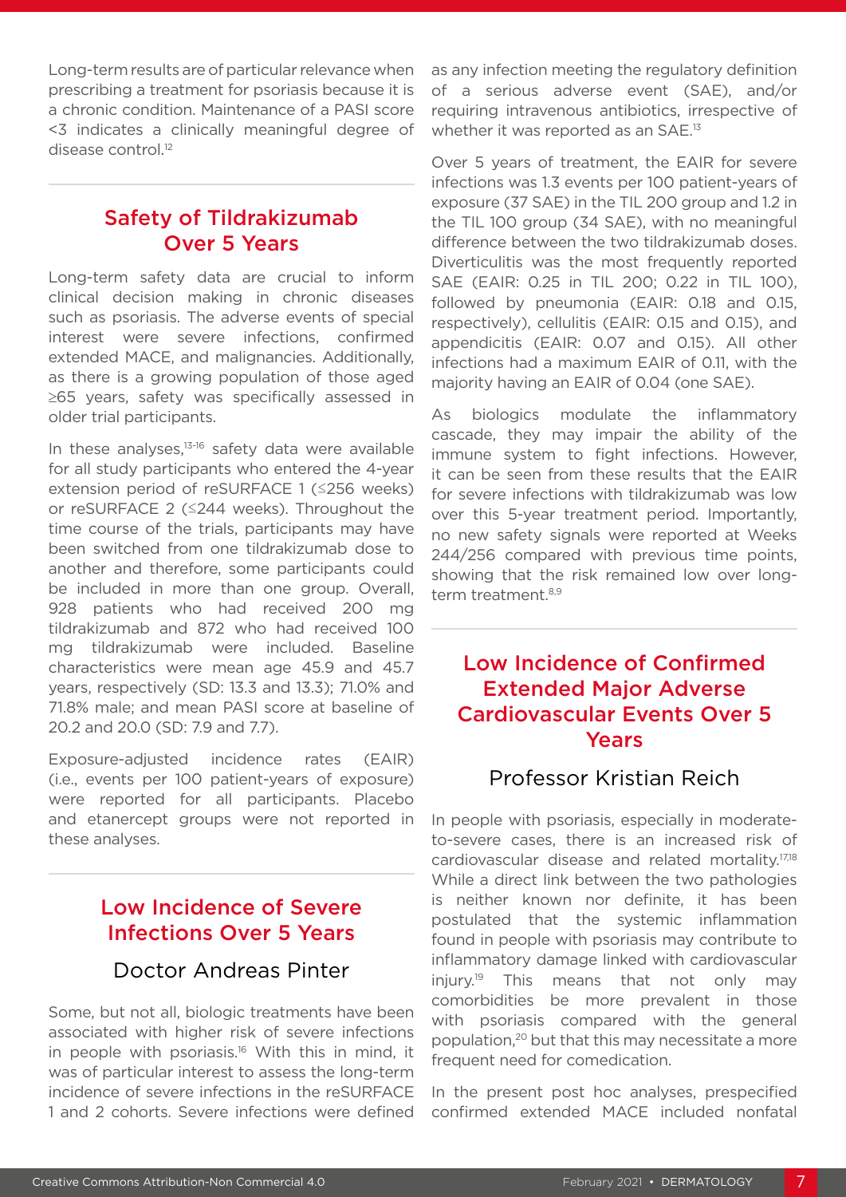Long-term results are of particular relevance when prescribing a treatment for psoriasis because it is a chronic condition. Maintenance of a PASI score <3 indicates a clinically meaningful degree of disease control.[12]

## Safety of Tildrakizumab Over 5 Years

Long-term safety data are crucial to inform clinical decision making in chronic diseases such as psoriasis. The adverse events of special interest were severe infections, confirmed extended MACE, and malignancies. Additionally, as there is a growing population of those aged ≥65 years, safety was specifically assessed in older trial participants.

In these analyses,[13-16] safety data were available for all study participants who entered the 4-year extension period of reSURFACE 1 (≤256 weeks) or reSURFACE 2 (≤244 weeks). Throughout the time course of the trials, participants may have been switched from one tildrakizumab dose to another and therefore, some participants could be included in more than one group. Overall, 928 patients who had received 200 mg tildrakizumab and 872 who had received 100 mg tildrakizumab were included. Baseline characteristics were mean age 45.9 and 45.7 years, respectively (SD: 13.3 and 13.3); 71.0% and 71.8% male; and mean PASI score at baseline of 20.2 and 20.0 (SD: 7.9 and 7.7).

Exposure-adjusted incidence rates (EAIR) (i.e., events per 100 patient-years of exposure) were reported for all participants. Placebo and etanercept groups were not reported in these analyses.

## Low Incidence of Severe Infections Over 5 Years

### Doctor Andreas Pinter

Some, but not all, biologic treatments have been associated with higher risk of severe infections in people with psoriasis.[16] With this in mind, it was of particular interest to assess the long-term incidence of severe infections in the reSURFACE 1 and 2 cohorts. Severe infections were defined as any infection meeting the regulatory definition of a serious adverse event (SAE), and/or requiring intravenous antibiotics, irrespective of whether it was reported as an SAE.[13]

Over 5 years of treatment, the EAIR for severe infections was 1.3 events per 100 patient-years of exposure (37 SAE) in the TIL 200 group and 1.2 in the TIL 100 group (34 SAE), with no meaningful difference between the two tildrakizumab doses. Diverticulitis was the most frequently reported SAE (EAIR: 0.25 in TIL 200; 0.22 in TIL 100), followed by pneumonia (EAIR: 0.18 and 0.15, respectively), cellulitis (EAIR: 0.15 and 0.15), and appendicitis (EAIR: 0.07 and 0.15). All other infections had a maximum EAIR of 0.11, with the majority having an EAIR of 0.04 (one SAE).

As biologics modulate the inflammatory cascade, they may impair the ability of the immune system to fight infections. However, it can be seen from these results that the EAIR for severe infections with tildrakizumab was low over this 5-year treatment period. Importantly, no new safety signals were reported at Weeks 244/256 compared with previous time points, showing that the risk remained low over long-term treatment.[8,9]

## Low Incidence of Confirmed Extended Major Adverse Cardiovascular Events Over 5 Years

### Professor Kristian Reich

In people with psoriasis, especially in moderate-to-severe cases, there is an increased risk of cardiovascular disease and related mortality.[17,18] While a direct link between the two pathologies is neither known nor definite, it has been postulated that the systemic inflammation found in people with psoriasis may contribute to inflammatory damage linked with cardiovascular injury.[19] This means that not only may comorbidities be more prevalent in those with psoriasis compared with the general population,[20] but that this may necessitate a more frequent need for comedication.

In the present post hoc analyses, prespecified confirmed extended MACE included nonfatal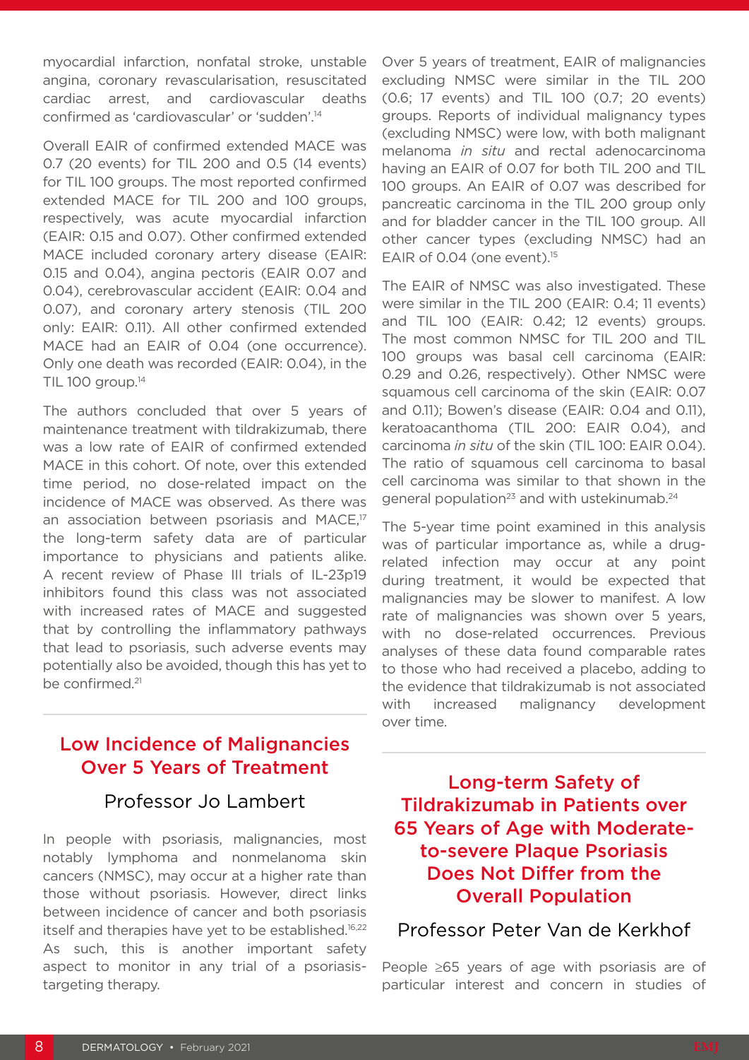myocardial infarction, nonfatal stroke, unstable angina, coronary revascularisation, resuscitated cardiac arrest, and cardiovascular deaths confirmed as 'cardiovascular' or 'sudden'.[14]

Overall EAIR of confirmed extended MACE was 0.7 (20 events) for TIL 200 and 0.5 (14 events) for TIL 100 groups. The most reported confirmed extended MACE for TIL 200 and 100 groups, respectively, was acute myocardial infarction (EAIR: 0.15 and 0.07). Other confirmed extended MACE included coronary artery disease (EAIR: 0.15 and 0.04), angina pectoris (EAIR 0.07 and 0.04), cerebrovascular accident (EAIR: 0.04 and 0.07), and coronary artery stenosis (TIL 200 only: EAIR: 0.11). All other confirmed extended MACE had an EAIR of 0.04 (one occurrence). Only one death was recorded (EAIR: 0.04), in the TIL 100 group.[14]

The authors concluded that over 5 years of maintenance treatment with tildrakizumab, there was a low rate of EAIR of confirmed extended MACE in this cohort. Of note, over this extended time period, no dose-related impact on the incidence of MACE was observed. As there was an association between psoriasis and MACE,[17] the long-term safety data are of particular importance to physicians and patients alike. A recent review of Phase III trials of IL-23p19 inhibitors found this class was not associated with increased rates of MACE and suggested that by controlling the inflammatory pathways that lead to psoriasis, such adverse events may potentially also be avoided, though this has yet to be confirmed.[21]

## Low Incidence of Malignancies Over 5 Years of Treatment

### Professor Jo Lambert

In people with psoriasis, malignancies, most notably lymphoma and nonmelanoma skin cancers (NMSC), may occur at a higher rate than those without psoriasis. However, direct links between incidence of cancer and both psoriasis itself and therapies have yet to be established.[16,22] As such, this is another important safety aspect to monitor in any trial of a psoriasis-targeting therapy.

Over 5 years of treatment, EAIR of malignancies excluding NMSC were similar in the TIL 200 (0.6; 17 events) and TIL 100 (0.7; 20 events) groups. Reports of individual malignancy types (excluding NMSC) were low, with both malignant melanoma *in situ* and rectal adenocarcinoma having an EAIR of 0.07 for both TIL 200 and TIL 100 groups. An EAIR of 0.07 was described for pancreatic carcinoma in the TIL 200 group only and for bladder cancer in the TIL 100 group. All other cancer types (excluding NMSC) had an EAIR of 0.04 (one event).[15]

The EAIR of NMSC was also investigated. These were similar in the TIL 200 (EAIR: 0.4; 11 events) and TIL 100 (EAIR: 0.42; 12 events) groups. The most common NMSC for TIL 200 and TIL 100 groups was basal cell carcinoma (EAIR: 0.29 and 0.26, respectively). Other NMSC were squamous cell carcinoma of the skin (EAIR: 0.07 and 0.11); Bowen's disease (EAIR: 0.04 and 0.11), keratoacanthoma (TIL 200: EAIR 0.04), and carcinoma *in situ* of the skin (TIL 100: EAIR 0.04). The ratio of squamous cell carcinoma to basal cell carcinoma was similar to that shown in the general population[23] and with ustekinumab.[24]

The 5-year time point examined in this analysis was of particular importance as, while a drug-related infection may occur at any point during treatment, it would be expected that malignancies may be slower to manifest. A low rate of malignancies was shown over 5 years, with no dose-related occurrences. Previous analyses of these data found comparable rates to those who had received a placebo, adding to the evidence that tildrakizumab is not associated with increased malignancy development over time.

## Long-term Safety of Tildrakizumab in Patients over 65 Years of Age with Moderate-to-severe Plaque Psoriasis Does Not Differ from the Overall Population

### Professor Peter Van de Kerkhof

People ≥65 years of age with psoriasis are of particular interest and concern in studies of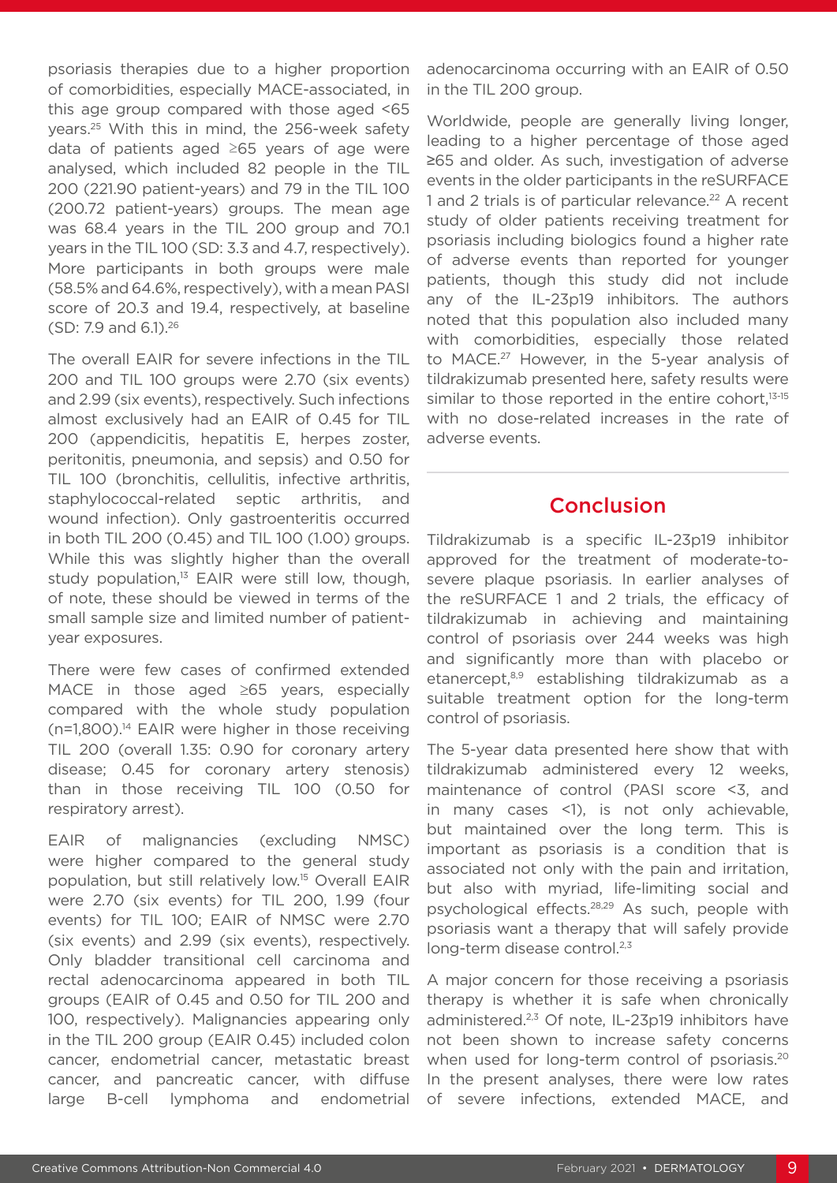psoriasis therapies due to a higher proportion of comorbidities, especially MACE-associated, in this age group compared with those aged <65 years.[25] With this in mind, the 256-week safety data of patients aged ≥65 years of age were analysed, which included 82 people in the TIL 200 (221.90 patient-years) and 79 in the TIL 100 (200.72 patient-years) groups. The mean age was 68.4 years in the TIL 200 group and 70.1 years in the TIL 100 (SD: 3.3 and 4.7, respectively). More participants in both groups were male (58.5% and 64.6%, respectively), with a mean PASI score of 20.3 and 19.4, respectively, at baseline (SD: 7.9 and 6.1).[26]

The overall EAIR for severe infections in the TIL 200 and TIL 100 groups were 2.70 (six events) and 2.99 (six events), respectively. Such infections almost exclusively had an EAIR of 0.45 for TIL 200 (appendicitis, hepatitis E, herpes zoster, peritonitis, pneumonia, and sepsis) and 0.50 for TIL 100 (bronchitis, cellulitis, infective arthritis, staphylococcal-related septic arthritis, and wound infection). Only gastroenteritis occurred in both TIL 200 (0.45) and TIL 100 (1.00) groups. While this was slightly higher than the overall study population,[13] EAIR were still low, though, of note, these should be viewed in terms of the small sample size and limited number of patient-year exposures.

There were few cases of confirmed extended MACE in those aged ≥65 years, especially compared with the whole study population (n=1,800).[14] EAIR were higher in those receiving TIL 200 (overall 1.35: 0.90 for coronary artery disease; 0.45 for coronary artery stenosis) than in those receiving TIL 100 (0.50 for respiratory arrest).

EAIR of malignancies (excluding NMSC) were higher compared to the general study population, but still relatively low.[15] Overall EAIR were 2.70 (six events) for TIL 200, 1.99 (four events) for TIL 100; EAIR of NMSC were 2.70 (six events) and 2.99 (six events), respectively. Only bladder transitional cell carcinoma and rectal adenocarcinoma appeared in both TIL groups (EAIR of 0.45 and 0.50 for TIL 200 and 100, respectively). Malignancies appearing only in the TIL 200 group (EAIR 0.45) included colon cancer, endometrial cancer, metastatic breast cancer, and pancreatic cancer, with diffuse large B-cell lymphoma and endometrial adenocarcinoma occurring with an EAIR of 0.50 in the TIL 200 group.

Worldwide, people are generally living longer, leading to a higher percentage of those aged ≥65 and older. As such, investigation of adverse events in the older participants in the reSURFACE 1 and 2 trials is of particular relevance.[22] A recent study of older patients receiving treatment for psoriasis including biologics found a higher rate of adverse events than reported for younger patients, though this study did not include any of the IL-23p19 inhibitors. The authors noted that this population also included many with comorbidities, especially those related to MACE.[27] However, in the 5-year analysis of tildrakizumab presented here, safety results were similar to those reported in the entire cohort,[13-15] with no dose-related increases in the rate of adverse events.

## Conclusion

Tildrakizumab is a specific IL-23p19 inhibitor approved for the treatment of moderate-to-severe plaque psoriasis. In earlier analyses of the reSURFACE 1 and 2 trials, the efficacy of tildrakizumab in achieving and maintaining control of psoriasis over 244 weeks was high and significantly more than with placebo or etanercept,[8,9] establishing tildrakizumab as a suitable treatment option for the long-term control of psoriasis.

The 5-year data presented here show that with tildrakizumab administered every 12 weeks, maintenance of control (PASI score <3, and in many cases <1), is not only achievable, but maintained over the long term. This is important as psoriasis is a condition that is associated not only with the pain and irritation, but also with myriad, life-limiting social and psychological effects.[28,29] As such, people with psoriasis want a therapy that will safely provide long-term disease control.[2,3]

A major concern for those receiving a psoriasis therapy is whether it is safe when chronically administered.[2,3] Of note, IL-23p19 inhibitors have not been shown to increase safety concerns when used for long-term control of psoriasis.[20] In the present analyses, there were low rates of severe infections, extended MACE, and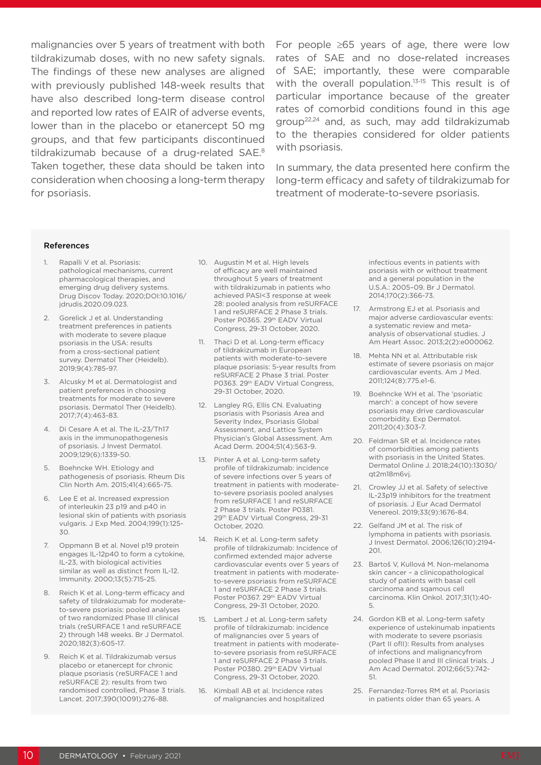malignancies over 5 years of treatment with both tildrakizumab doses, with no new safety signals. The findings of these new analyses are aligned with previously published 148-week results that have also described long-term disease control and reported low rates of EAIR of adverse events, lower than in the placebo or etanercept 50 mg groups, and that few participants discontinued tildrakizumab because of a drug-related SAE.[8] Taken together, these data should be taken into consideration when choosing a long-term therapy for psoriasis.

For people ≥65 years of age, there were low rates of SAE and no dose-related increases of SAE; importantly, these were comparable with the overall population.[13-15] This result is of particular importance because of the greater rates of comorbid conditions found in this age group[22,24] and, as such, may add tildrakizumab to the therapies considered for older patients with psoriasis.

In summary, the data presented here confirm the long-term efficacy and safety of tildrakizumab for treatment of moderate-to-severe psoriasis.

### References

1. Rapalli V et al. Psoriasis: pathological mechanisms, current pharmacological therapies, and emerging drug delivery systems. Drug Discov Today. 2020;DOI:10.1016/jdrudis.2020.09.023.
2. Gorelick J et al. Understanding treatment preferences in patients with moderate to severe plaque psoriasis in the USA: results from a cross-sectional patient survey. Dermatol Ther (Heidelb). 2019;9(4):785-97.
3. Alcusky M et al. Dermatologist and patient preferences in choosing treatments for moderate to severe psoriasis. Dermatol Ther (Heidelb). 2017;7(4):463-83.
4. Di Cesare A et al. The IL-23/Th17 axis in the immunopathogenesis of psoriasis. J Invest Dermatol. 2009;129(6):1339-50.
5. Boehncke WH. Etiology and pathogenesis of psoriasis. Rheum Dis Clin North Am. 2015;41(4):665-75.
6. Lee E et al. Increased expression of interleukin 23 p19 and p40 in lesional skin of patients with psoriasis vulgaris. J Exp Med. 2004;199(1):125-30.
7. Oppmann B et al. Novel p19 protein engages IL-12p40 to form a cytokine, IL-23, with biological activities similar as well as distinct from IL-12. Immunity. 2000;13(5):715-25.
8. Reich K et al. Long-term efficacy and safety of tildrakizumab for moderate-to-severe psoriasis: pooled analyses of two randomized Phase III clinical trials (reSURFACE 1 and reSURFACE 2) through 148 weeks. Br J Dermatol. 2020;182(3):605-17.
9. Reich K et al. Tildrakizumab versus placebo or etanercept for chronic plaque psoriasis (reSURFACE 1 and reSURFACE 2): results from two randomised controlled, Phase 3 trials. Lancet. 2017;390(10091):276-88.
10. Augustin M et al. High levels of efficacy are well maintained throughout 5 years of treatment with tildrakizumab in patients who achieved PASI<3 response at week 28: pooled analysis from reSURFACE 1 and reSURFACE 2 Phase 3 trials. Poster P0365. 29th EADV Virtual Congress, 29-31 October, 2020.
11. Thaçi D et al. Long-term efficacy of tildrakizumab in European patients with moderate-to-severe plaque psoriasis: 5-year results from reSURFACE 2 Phase 3 trial. Poster P0363. 29th EADV Virtual Congress, 29-31 October, 2020.
12. Langley RG, Ellis CN. Evaluating psoriasis with Psoriasis Area and Severity Index, Psoriasis Global Assessment, and Lattice System Physician's Global Assessment. Am Acad Derm. 2004;51(4):563-9.
13. Pinter A et al. Long-term safety profile of tildrakizumab: incidence of severe infections over 5 years of treatment in patients with moderate-to-severe psoriasis pooled analyses from reSURFACE 1 and reSURFACE 2 Phase 3 trials. Poster P0381. 29th EADV Virtual Congress, 29-31 October, 2020.
14. Reich K et al. Long-term safety profile of tildrakizumab: Incidence of confirmed extended major adverse cardiovascular events over 5 years of treatment in patients with moderate-to-severe psoriasis from reSURFACE 1 and reSURFACE 2 Phase 3 trials. Poster P0367. 29th EADV Virtual Congress, 29-31 October, 2020.
15. Lambert J et al. Long-term safety profile of tildrakizumab: incidence of malignancies over 5 years of treatment in patients with moderate-to-severe psoriasis from reSURFACE 1 and reSURFACE 2 Phase 3 trials. Poster P0380. 29th EADV Virtual Congress, 29-31 October, 2020.
16. Kimball AB et al. Incidence rates of malignancies and hospitalized infectious events in patients with psoriasis with or without treatment and a general population in the U.S.A.: 2005–09. Br J Dermatol. 2014;170(2):366-73.
17. Armstrong EJ et al. Psoriasis and major adverse cardiovascular events: a systematic review and meta-analysis of observational studies. J Am Heart Assoc. 2013;2(2):e000062.
18. Mehta NN et al. Attributable risk estimate of severe psoriasis on major cardiovascular events. Am J Med. 2011;124(8):775.e1-6.
19. Boehncke WH et al. The 'psoriatic march': a concept of how severe psoriasis may drive cardiovascular comorbidity. Exp Dermatol. 2011;20(4):303-7.
20. Feldman SR et al. Incidence rates of comorbidities among patients with psoriasis in the United States. Dermatol Online J. 2018;24(10):13030/qt2m18m6vj.
21. Crowley JJ et al. Safety of selective IL-23p19 inhibitors for the treatment of psoriasis. J Eur Acad Dermatol Venereol. 2019;33(9):1676-84.
22. Gelfand JM et al. The risk of lymphoma in patients with psoriasis. J Invest Dermatol. 2006;126(10):2194-201.
23. Bartoš V, Kullová M. Non-melanoma skin cancer – a clinicopathological study of patients with basal cell carcinoma and sqamous cell carcinoma. Klin Onkol. 2017;31(1):40-5.
24. Gordon KB et al. Long-term safety experience of ustekinumab inpatients with moderate to severe psoriasis (Part II ofII): Results from analyses of infections and malignancyfrom pooled Phase II and III clinical trials. J Am Acad Dermatol. 2012;66(5):742-51.
25. Fernandez-Torres RM et al. Psoriasis in patients older than 65 years. A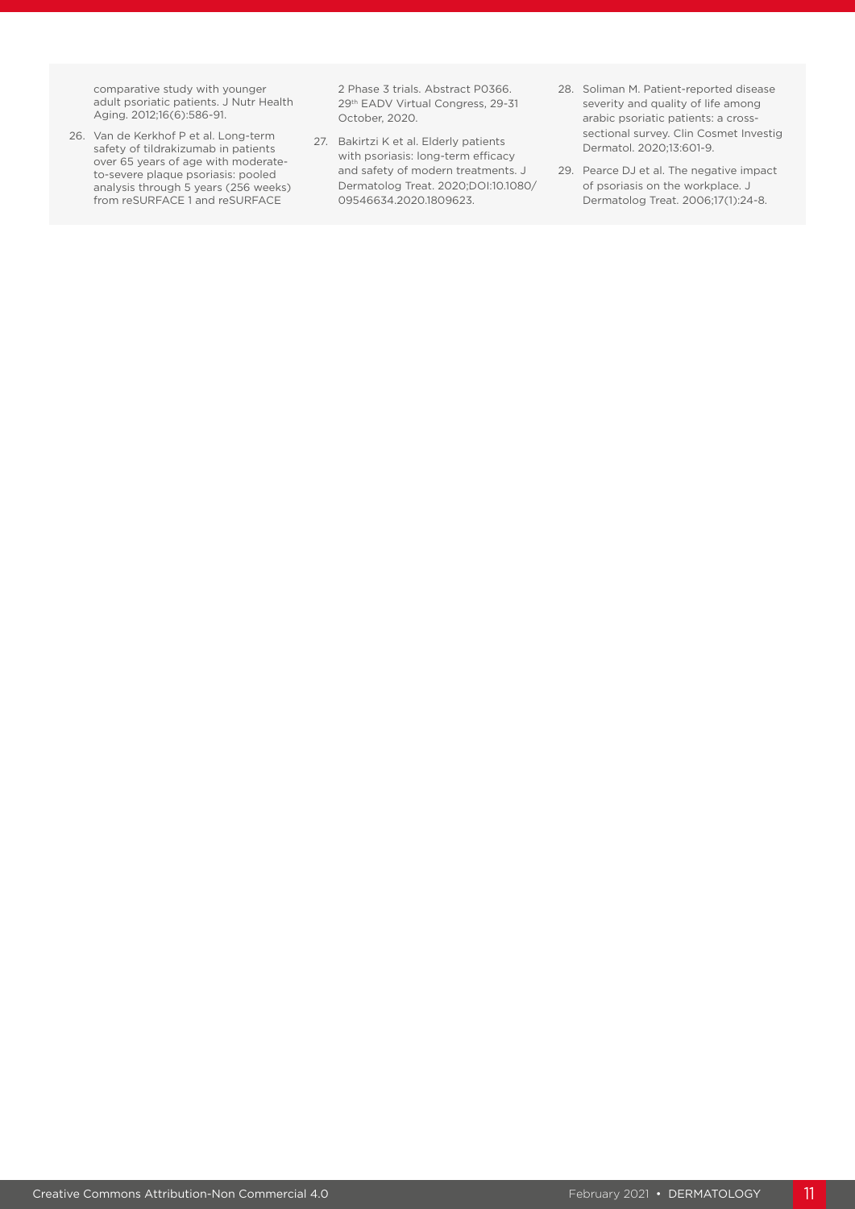comparative study with younger adult psoriatic patients. J Nutr Health Aging. 2012;16(6):586-91.

26. Van de Kerkhof P et al. Long-term safety of tildrakizumab in patients over 65 years of age with moderate-to-severe plaque psoriasis: pooled analysis through 5 years (256 weeks) from reSURFACE 1 and reSURFACE 2 Phase 3 trials. Abstract P0366. 29th EADV Virtual Congress, 29-31 October, 2020.
27. Bakirtzi K et al. Elderly patients with psoriasis: long-term efficacy and safety of modern treatments. J Dermatolog Treat. 2020;DOI:10.1080/09546634.2020.1809623.
28. Soliman M. Patient-reported disease severity and quality of life among arabic psoriatic patients: a cross-sectional survey. Clin Cosmet Investig Dermatol. 2020;13:601-9.
29. Pearce DJ et al. The negative impact of psoriasis on the workplace. J Dermatolog Treat. 2006;17(1):24-8.